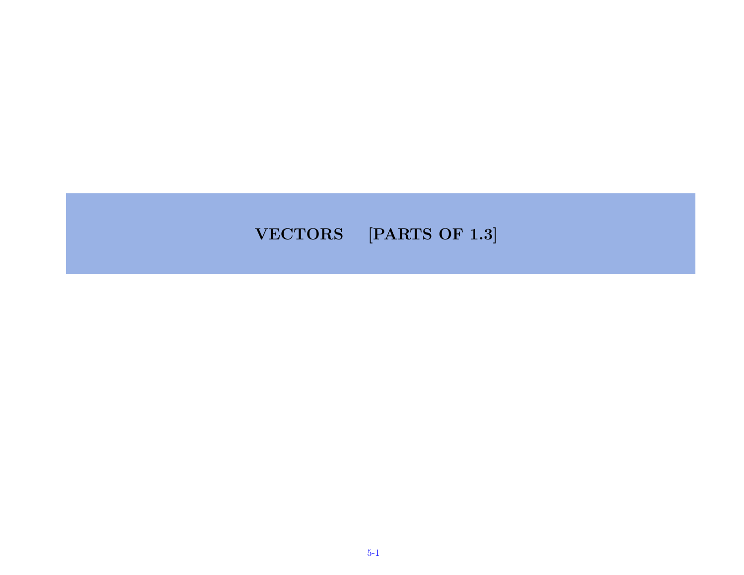# VECTORS [PARTS OF 1.3]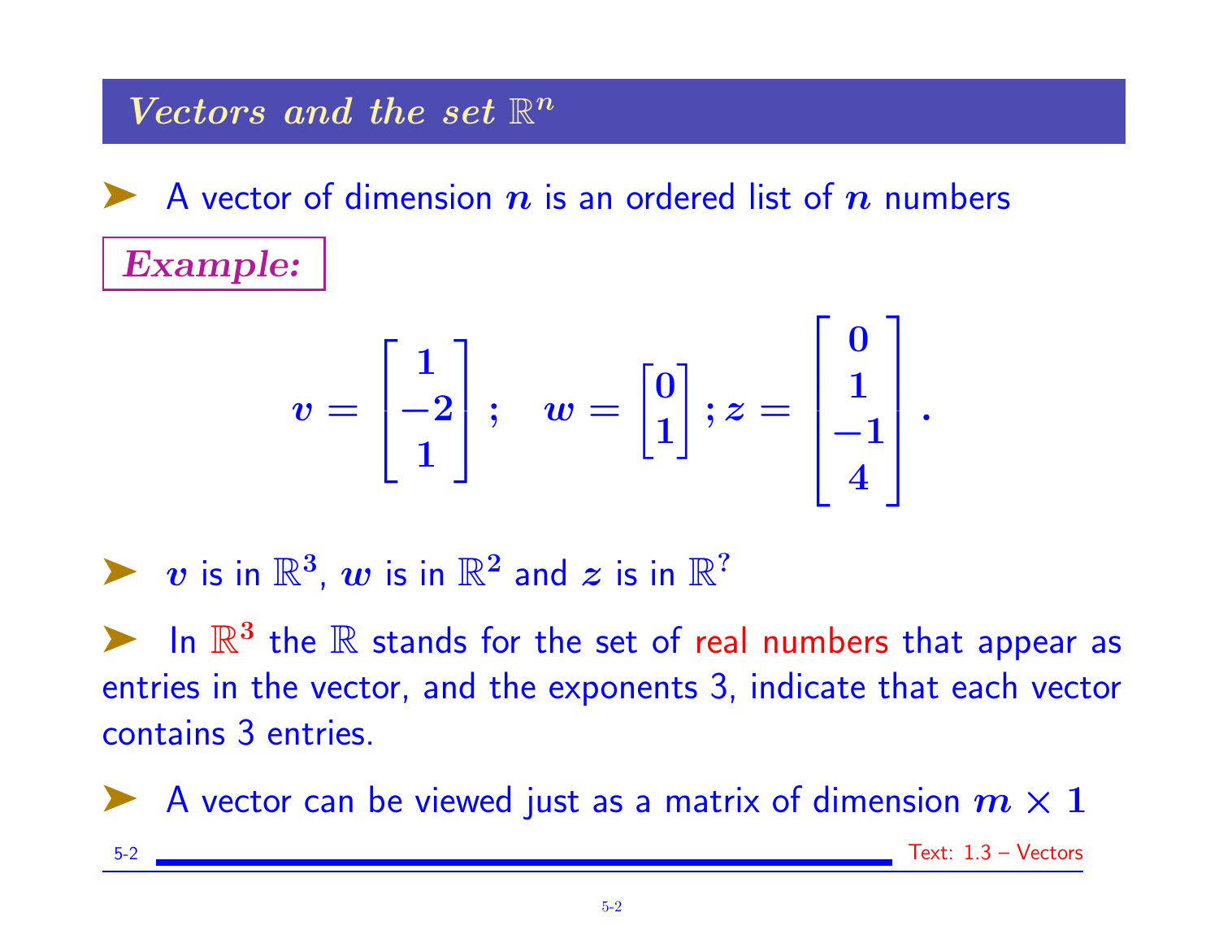## *Vectors and the set* $\mathbb{R}^n$

- A vector of dimension $n$ is an ordered list of $n$ numbers

***Example:***

$$v = \begin{bmatrix} 1 \\ -2 \\ 1 \end{bmatrix}; \quad w = \begin{bmatrix} 0 \\ 1 \end{bmatrix}; z = \begin{bmatrix} 0 \\ 1 \\ -1 \\ 4 \end{bmatrix}.$$

- $v$ is in $\mathbb{R}^3$, $w$ is in $\mathbb{R}^2$ and $z$ is in $\mathbb{R}^?$

- In $\mathbb{R}^3$ the $\mathbb{R}$ stands for the set of real numbers that appear as entries in the vector, and the exponents 3, indicate that each vector contains 3 entries.

- A vector can be viewed just as a matrix of dimension $m \times 1$

Text: 1.3 – Vectors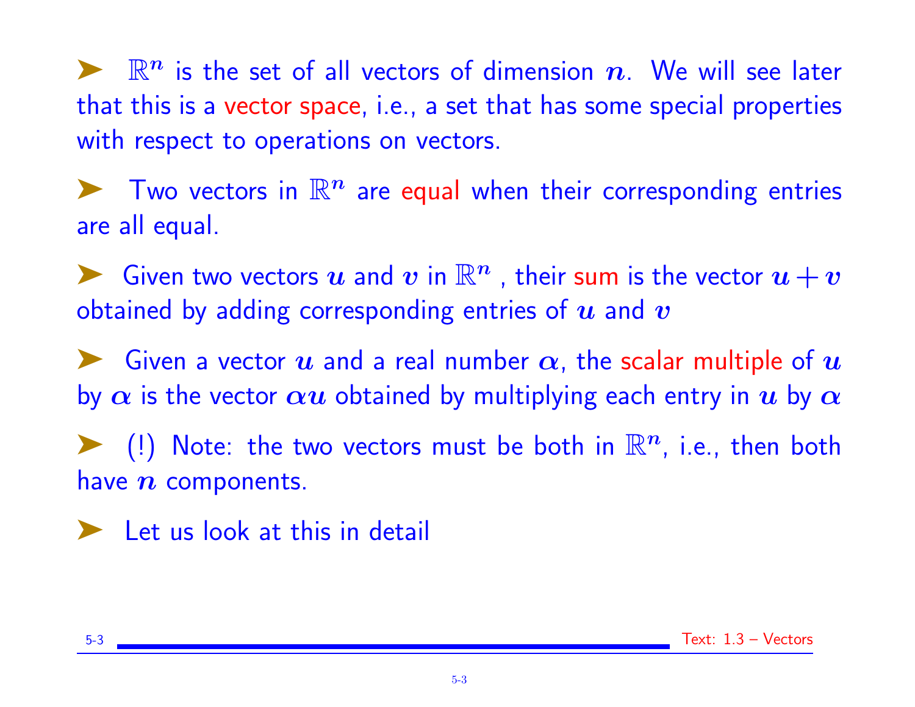- $\mathbb{R}^n$ is the set of all vectors of dimension $n$. We will see later that this is a vector space, i.e., a set that has some special properties with respect to operations on vectors.

- Two vectors in $\mathbb{R}^n$ are equal when their corresponding entries are all equal.

- Given two vectors $u$ and $v$ in $\mathbb{R}^n$ , their sum is the vector $u + v$ obtained by adding corresponding entries of $u$ and $v$

- Given a vector $u$ and a real number $\alpha$, the scalar multiple of $u$ by $\alpha$ is the vector $\alpha u$ obtained by multiplying each entry in $u$ by $\alpha$

- (!) Note: the two vectors must be both in $\mathbb{R}^n$, i.e., then both have $n$ components.

- Let us look at this in detail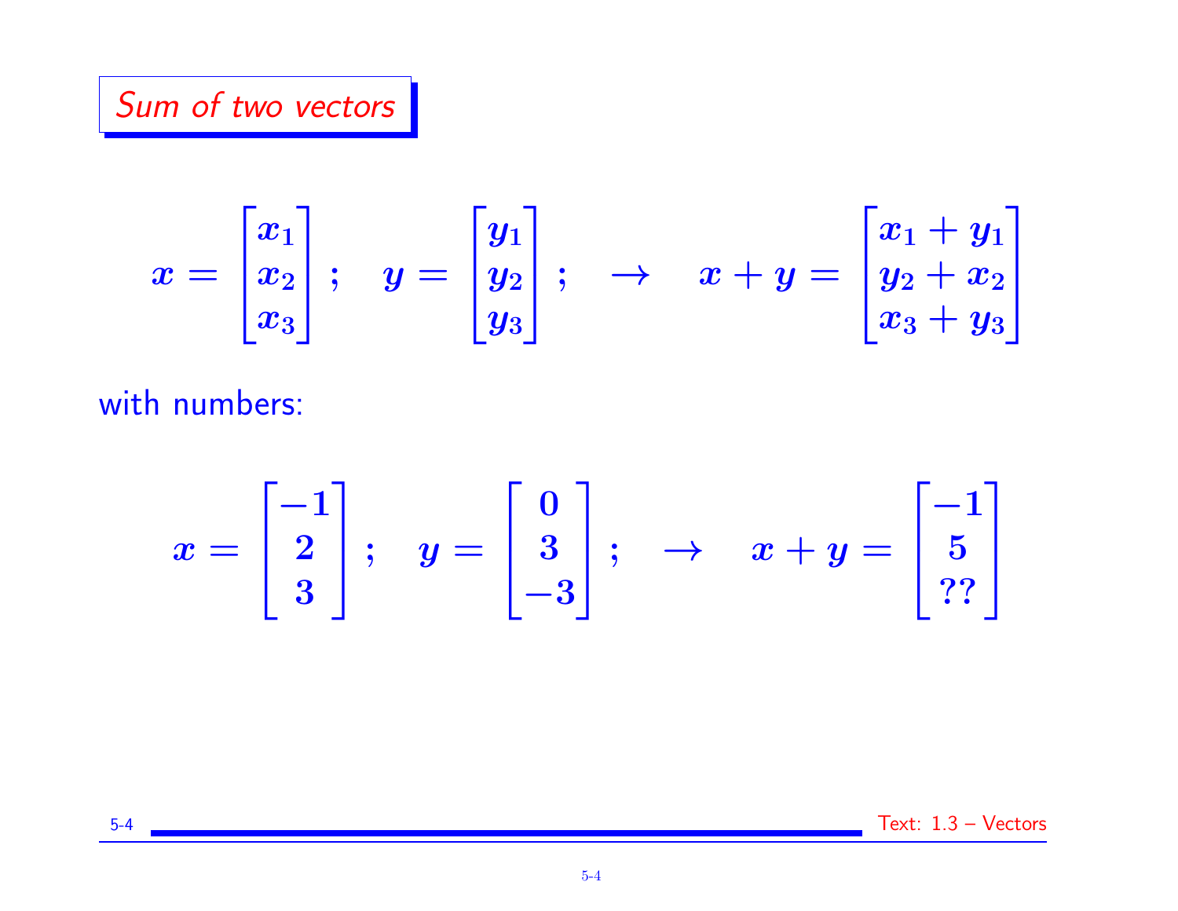## Sum of two vectors

$$x = \begin{bmatrix} x_1 \\ x_2 \\ x_3 \end{bmatrix}; \quad y = \begin{bmatrix} y_1 \\ y_2 \\ y_3 \end{bmatrix}; \quad \to \quad x + y = \begin{bmatrix} x_1 + y_1 \\ y_2 + x_2 \\ x_3 + y_3 \end{bmatrix}$$

with numbers:

$$x = \begin{bmatrix} -1 \\ 2 \\ 3 \end{bmatrix}; \quad y = \begin{bmatrix} 0 \\ 3 \\ -3 \end{bmatrix}; \quad \to \quad x + y = \begin{bmatrix} -1 \\ 5 \\ ?? \end{bmatrix}$$

Text: 1.3 – Vectors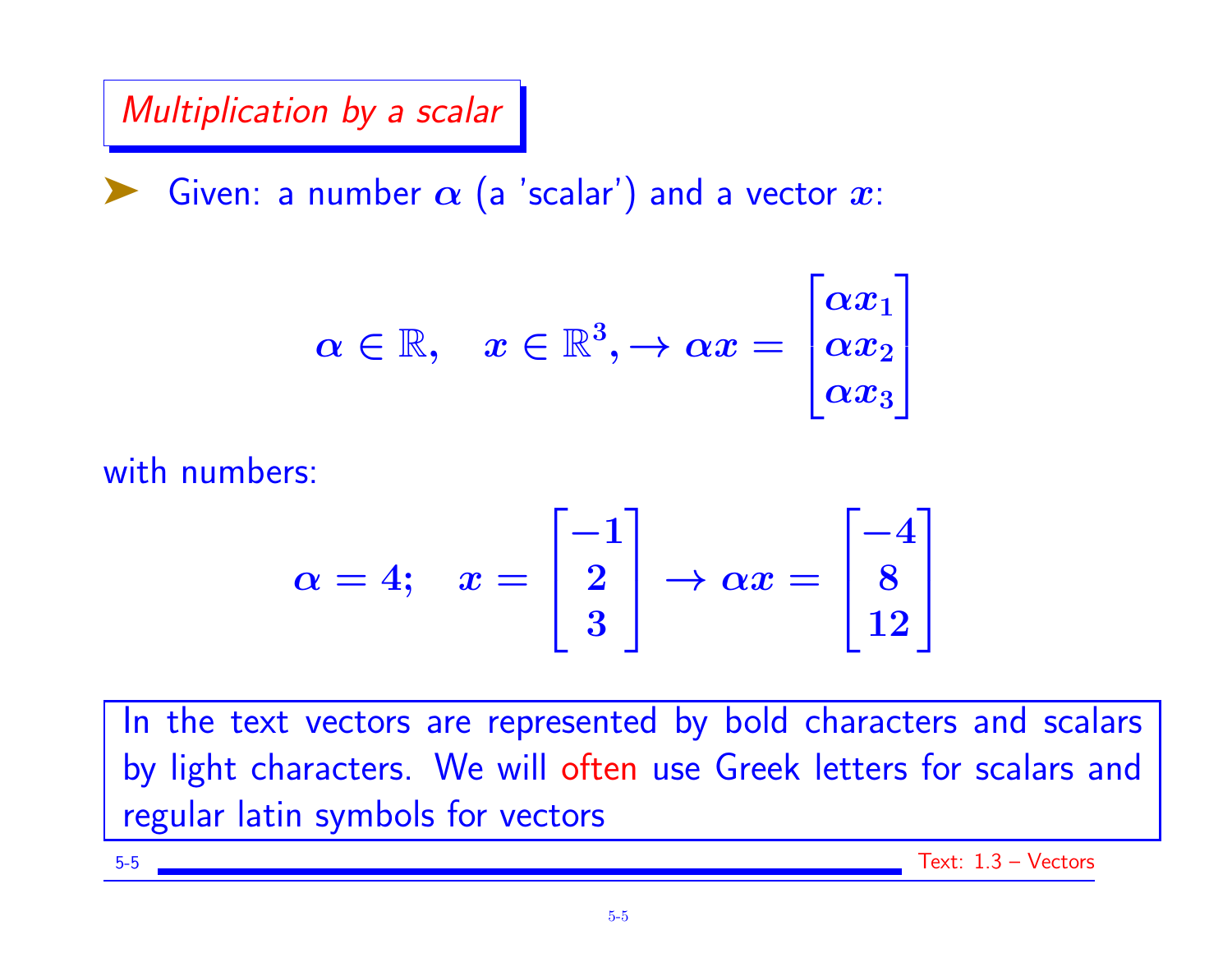## Multiplication by a scalar

- Given: a number $\alpha$ (a 'scalar') and a vector $x$:

$$\alpha \in \mathbb{R}, \quad x \in \mathbb{R}^3, \rightarrow \alpha x = \begin{bmatrix} \alpha x_1 \\ \alpha x_2 \\ \alpha x_3 \end{bmatrix}$$

with numbers:

$$\alpha = 4; \quad x = \begin{bmatrix} -1 \\ 2 \\ 3 \end{bmatrix} \rightarrow \alpha x = \begin{bmatrix} -4 \\ 8 \\ 12 \end{bmatrix}$$

In the text vectors are represented by bold characters and scalars by light characters. We will often use Greek letters for scalars and regular latin symbols for vectors

Text: 1.3 – Vectors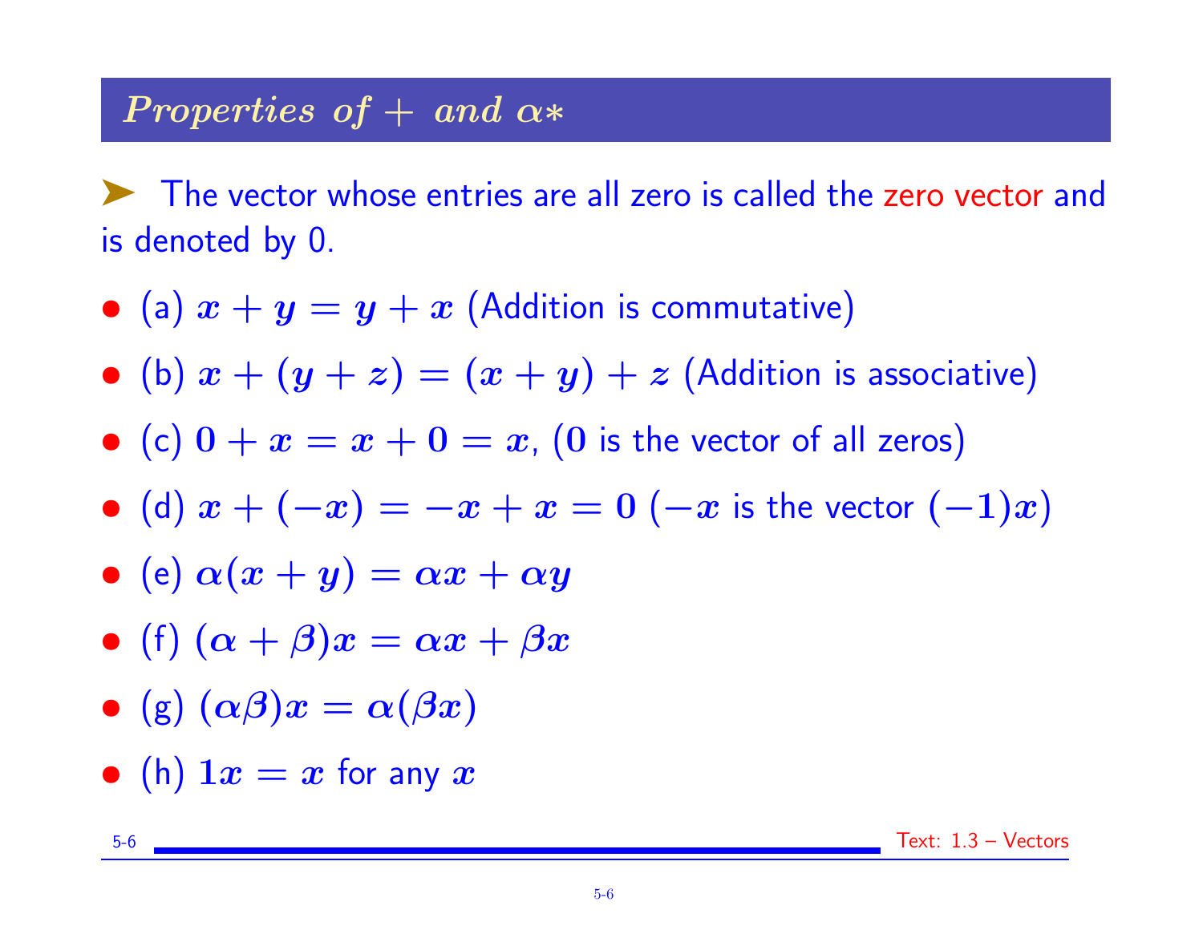## *Properties of + and $\alpha*$*

➤ The vector whose entries are all zero is called the zero vector and is denoted by 0.

- (a) $x + y = y + x$ (Addition is commutative)
- (b) $x + (y + z) = (x + y) + z$ (Addition is associative)
- (c) $0 + x = x + 0 = x$, ($0$ is the vector of all zeros)
- (d) $x + (-x) = -x + x = 0$ ($-x$ is the vector $(-1)x$)
- (e) $\alpha(x + y) = \alpha x + \alpha y$
- (f) $(\alpha + \beta)x = \alpha x + \beta x$
- (g) $(\alpha\beta)x = \alpha(\beta x)$
- (h) $1x = x$ for any $x$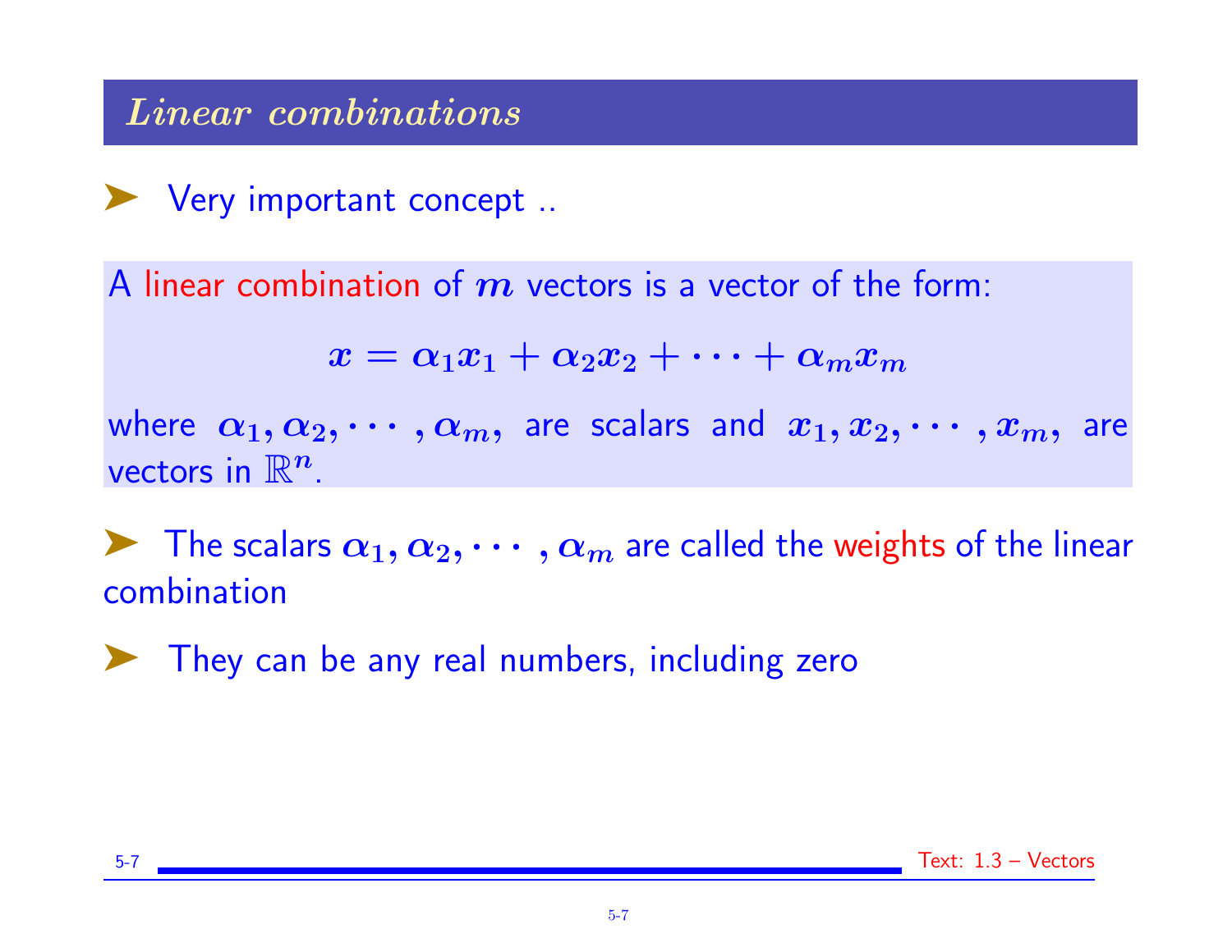## *Linear combinations*

- Very important concept ..

A linear combination of $m$ vectors is a vector of the form:

$$x = \alpha_1 x_1 + \alpha_2 x_2 + \cdots + \alpha_m x_m$$

where $\alpha_1, \alpha_2, \cdots, \alpha_m$, are scalars and $x_1, x_2, \cdots, x_m$, are vectors in $\mathbb{R}^n$.

- The scalars $\alpha_1, \alpha_2, \cdots, \alpha_m$ are called the weights of the linear combination

- They can be any real numbers, including zero

Text: 1.3 – Vectors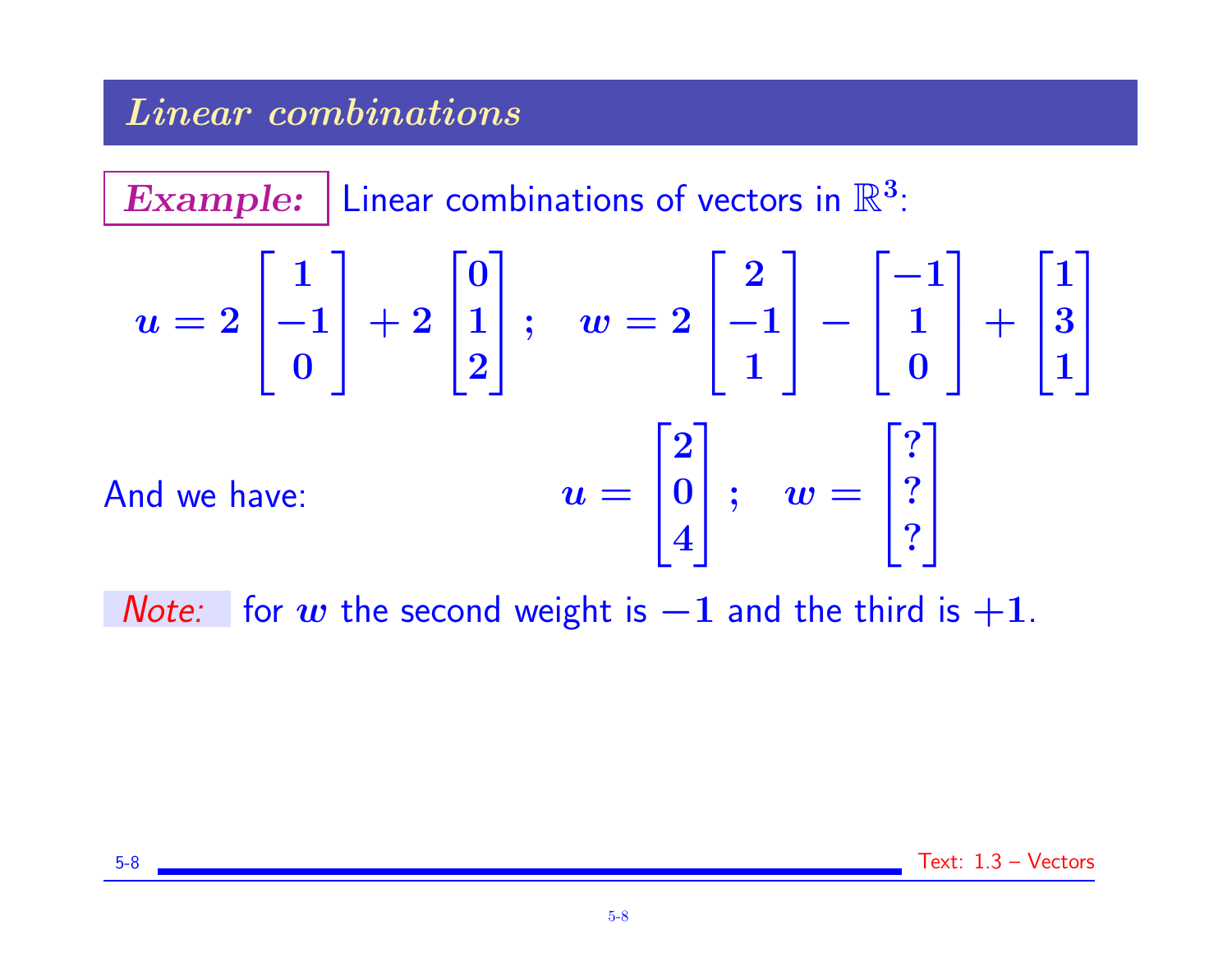## *Linear combinations*

**Example:** Linear combinations of vectors in $\mathbb{R}^3$:

$$u = 2\begin{bmatrix}1\\-1\\0\end{bmatrix} + 2\begin{bmatrix}0\\1\\2\end{bmatrix}; \quad w = 2\begin{bmatrix}2\\-1\\1\end{bmatrix} - \begin{bmatrix}-1\\1\\0\end{bmatrix} + \begin{bmatrix}1\\3\\1\end{bmatrix}$$

And we have:

$$u = \begin{bmatrix}2\\0\\4\end{bmatrix}; \quad w = \begin{bmatrix}?\\?\\?\end{bmatrix}$$

*Note:* for $w$ the second weight is $-1$ and the third is $+1$.

Text: 1.3 – Vectors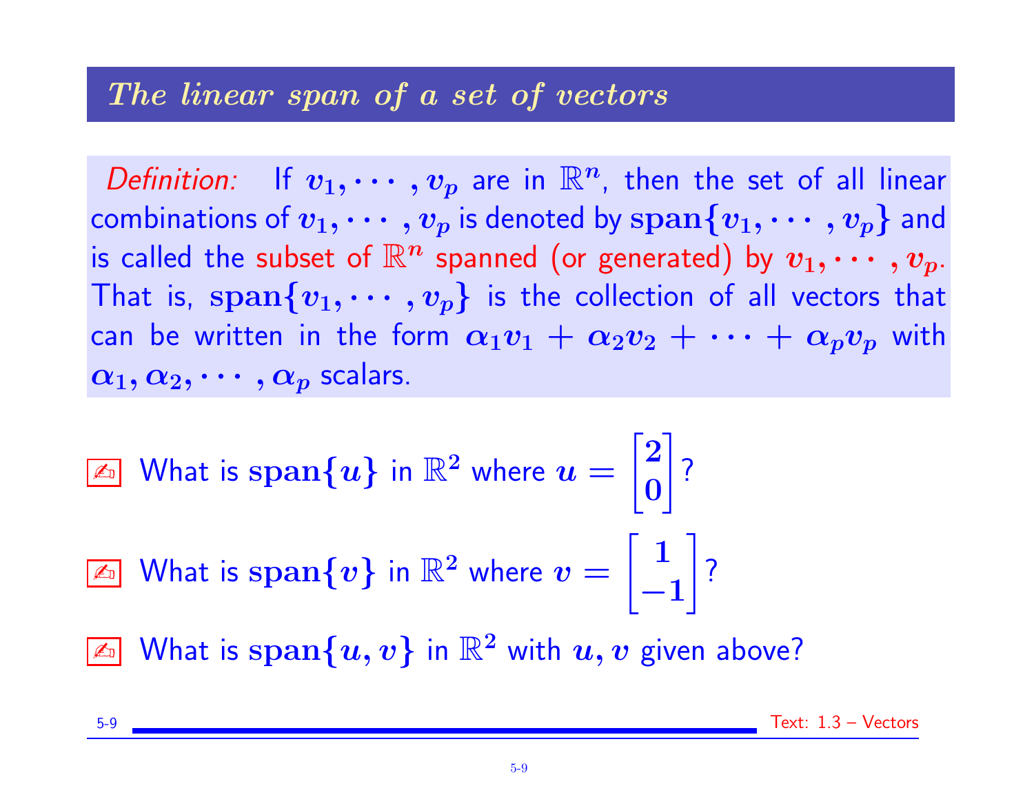## The linear span of a set of vectors

*Definition:* If $v_1, \cdots, v_p$ are in $\mathbb{R}^n$, then the set of all linear combinations of $v_1, \cdots, v_p$ is denoted by $\text{span}\{v_1, \cdots, v_p\}$ and is called the subset of $\mathbb{R}^n$ spanned (or generated) by $v_1, \cdots, v_p$. That is, $\text{span}\{v_1, \cdots, v_p\}$ is the collection of all vectors that can be written in the form $\alpha_1 v_1 + \alpha_2 v_2 + \cdots + \alpha_p v_p$ with $\alpha_1, \alpha_2, \cdots, \alpha_p$ scalars.

✍ What is $\text{span}\{u\}$ in $\mathbb{R}^2$ where $u = \begin{bmatrix} 2 \\ 0 \end{bmatrix}$?

✍ What is $\text{span}\{v\}$ in $\mathbb{R}^2$ where $v = \begin{bmatrix} 1 \\ -1 \end{bmatrix}$?

✍ What is $\text{span}\{u, v\}$ in $\mathbb{R}^2$ with $u, v$ given above?

Text: 1.3 – Vectors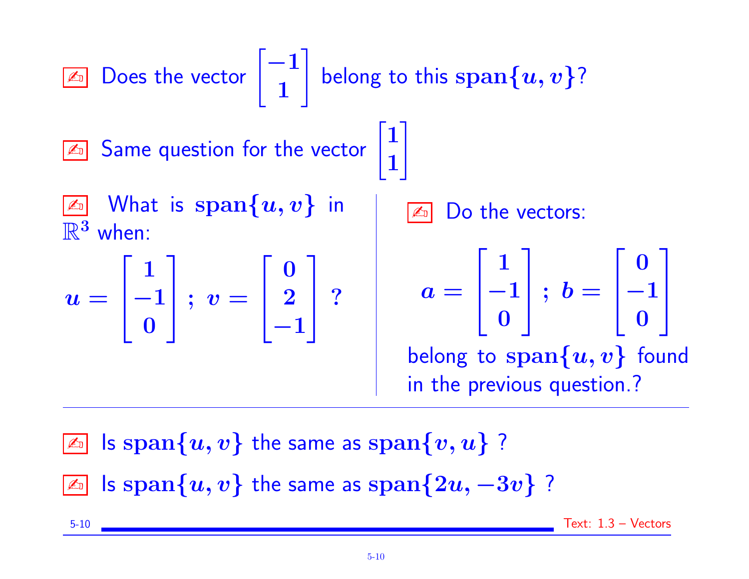✍ Does the vector $\begin{bmatrix} -1 \\ 1 \end{bmatrix}$ belong to this $\text{span}\{u, v\}$?

✍ Same question for the vector $\begin{bmatrix} 1 \\ 1 \end{bmatrix}$

✍ What is $\text{span}\{u, v\}$ in $\mathbb{R}^3$ when:

$$u = \begin{bmatrix} 1 \\ -1 \\ 0 \end{bmatrix} ; \; v = \begin{bmatrix} 0 \\ 2 \\ -1 \end{bmatrix} \; ?$$

✍ Do the vectors:

$$a = \begin{bmatrix} 1 \\ -1 \\ 0 \end{bmatrix} ; \; b = \begin{bmatrix} 0 \\ -1 \\ 0 \end{bmatrix}$$

belong to $\text{span}\{u, v\}$ found in the previous question.?

---

✍ Is $\text{span}\{u, v\}$ the same as $\text{span}\{v, u\}$ ?

✍ Is $\text{span}\{u, v\}$ the same as $\text{span}\{2u, -3v\}$ ?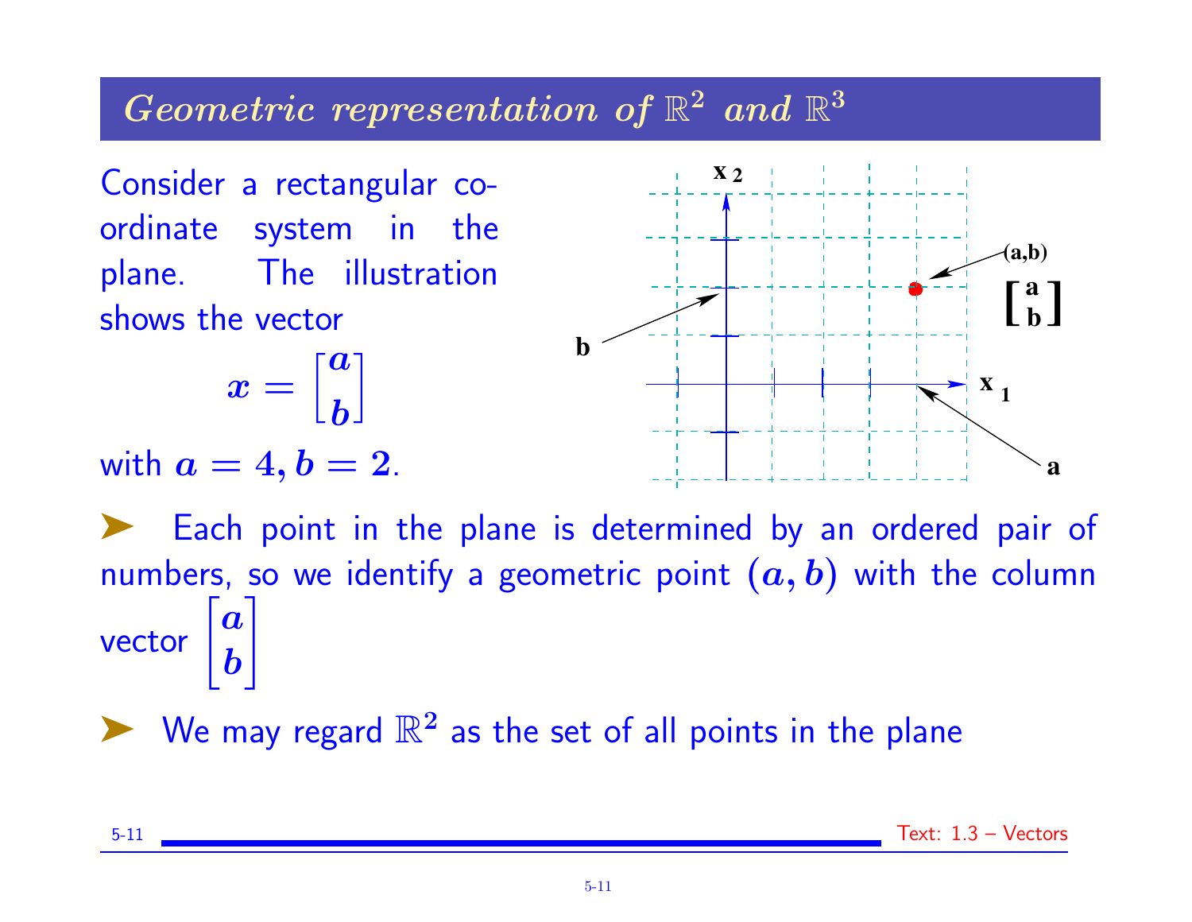## *Geometric representation of $\mathbb{R}^2$ and $\mathbb{R}^3$*

Consider a rectangular coordinate system in the plane. The illustration shows the vector

$$x = \begin{bmatrix} a \\ b \end{bmatrix}$$

with $a = 4, b = 2$.

- Each point in the plane is determined by an ordered pair of numbers, so we identify a geometric point $(a, b)$ with the column vector $\begin{bmatrix} a \\ b \end{bmatrix}$
- We may regard $\mathbb{R}^2$ as the set of all points in the plane

Text: 1.3 – Vectors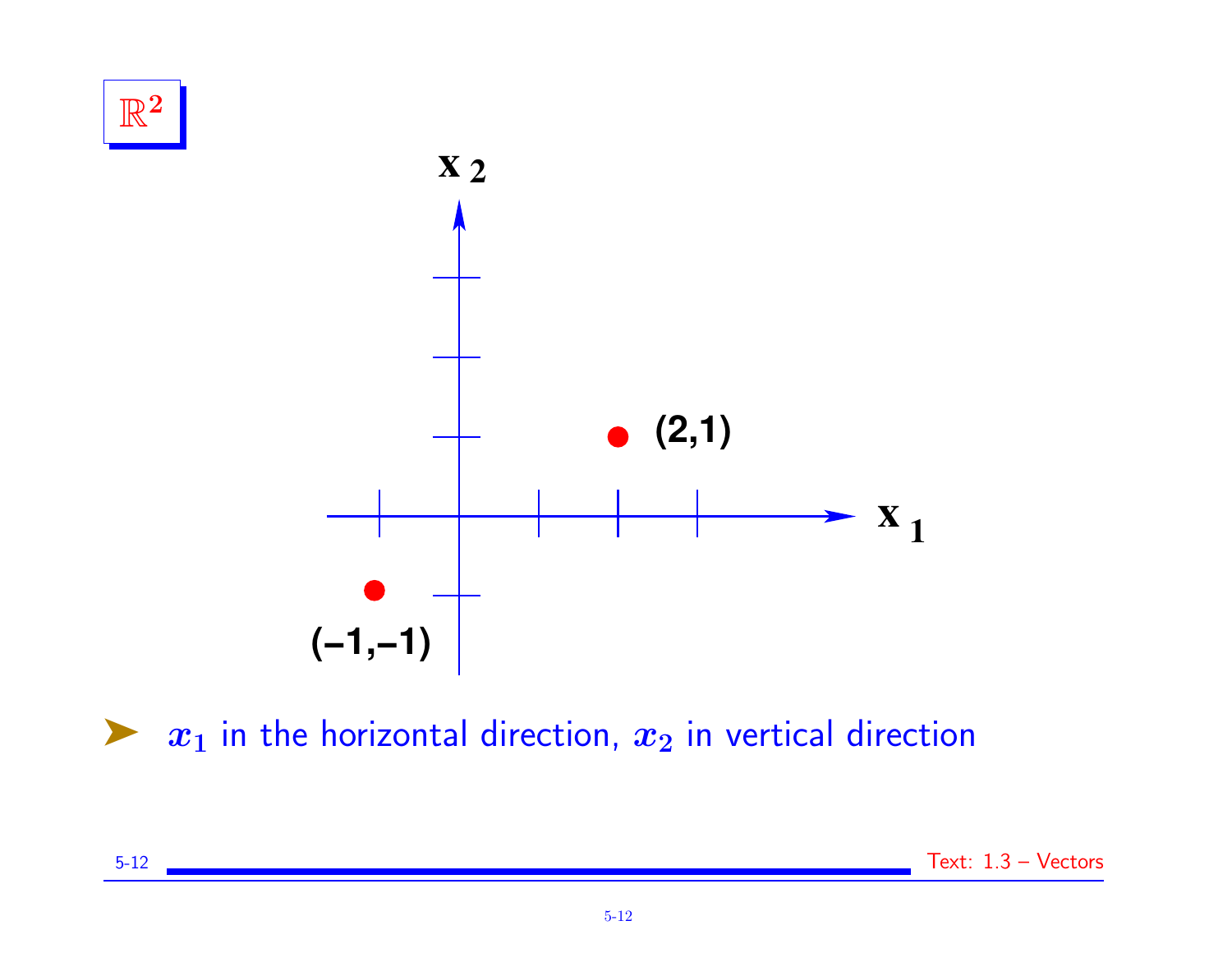## $\mathbb{R}^2$

$x_2$

(2,1)

$x_1$

(−1,−1)

- $x_1$ in the horizontal direction, $x_2$ in vertical direction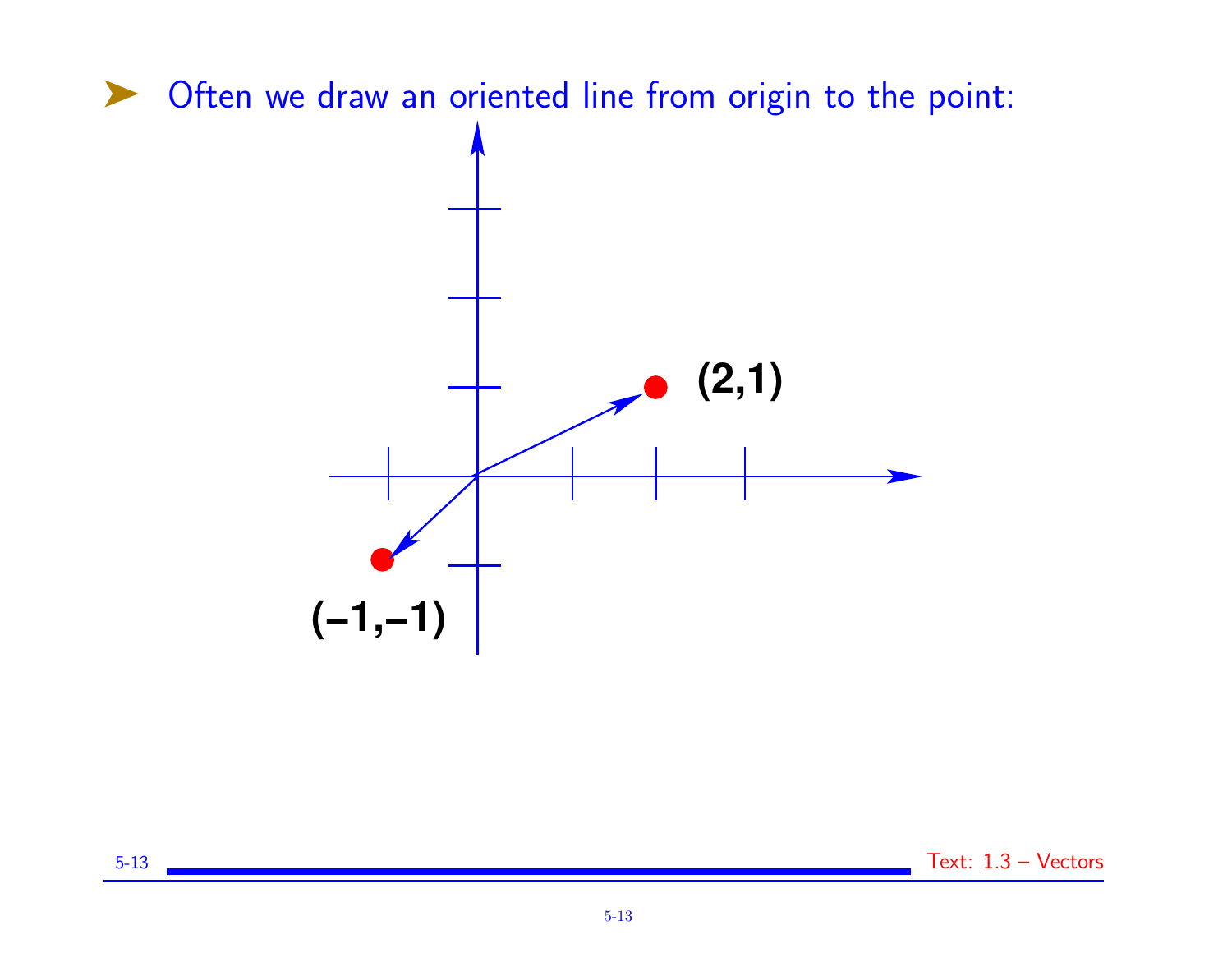- Often we draw an oriented line from origin to the point:

(2,1)

(−1,−1)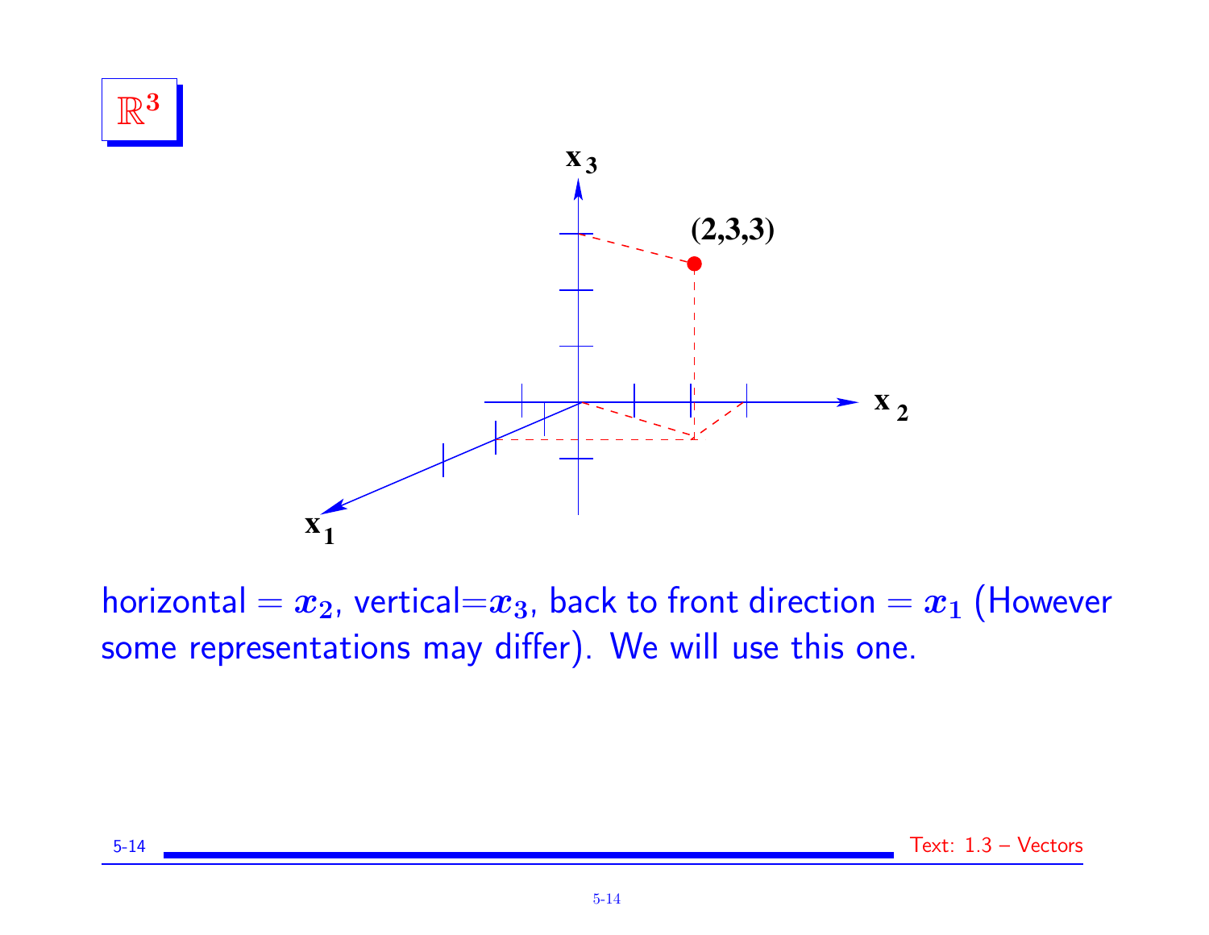# $\mathbb{R}^3$

horizontal $= x_2$, vertical$=x_3$, back to front direction $= x_1$ (However some representations may differ). We will use this one.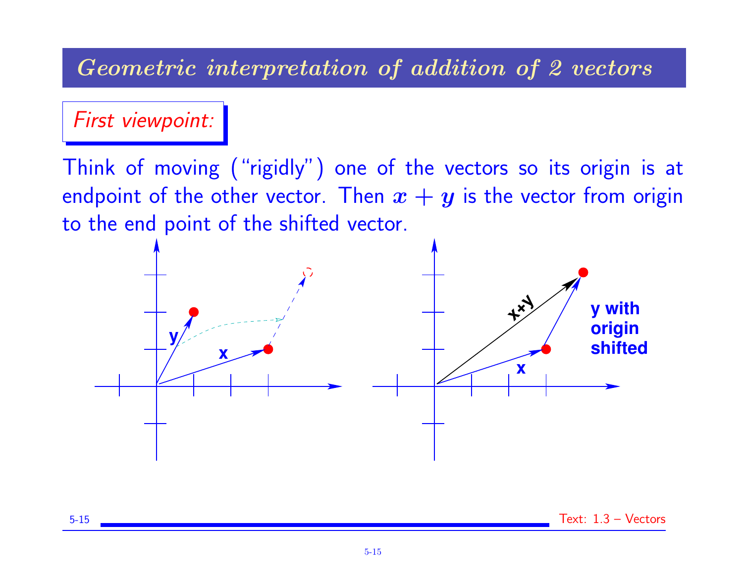# Geometric interpretation of addition of 2 vectors

*First viewpoint:*

Think of moving ("rigidly") one of the vectors so its origin is at endpoint of the other vector. Then $x + y$ is the vector from origin to the end point of the shifted vector.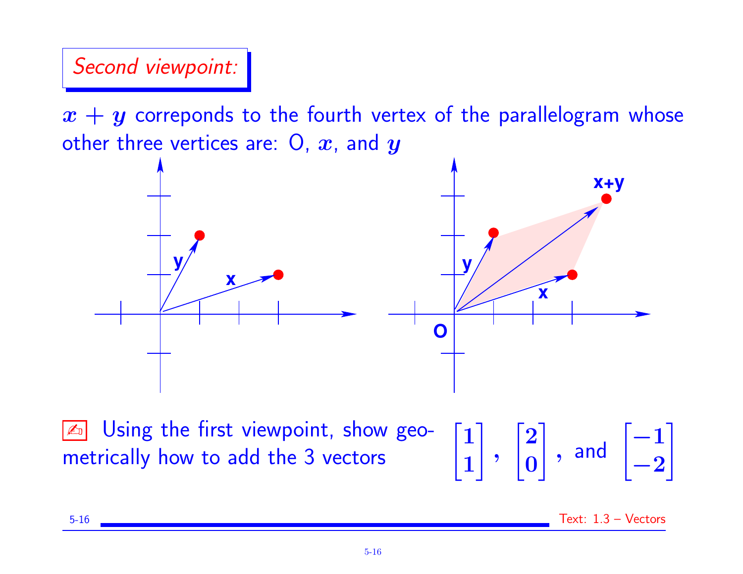*Second viewpoint:*

$x + y$ correponds to the fourth vertex of the parallelogram whose other three vertices are: O, $x$, and $y$

✍ Using the first viewpoint, show geometrically how to add the 3 vectors $\begin{bmatrix} 1 \\ 1 \end{bmatrix}$, $\begin{bmatrix} 2 \\ 0 \end{bmatrix}$, and $\begin{bmatrix} -1 \\ -2 \end{bmatrix}$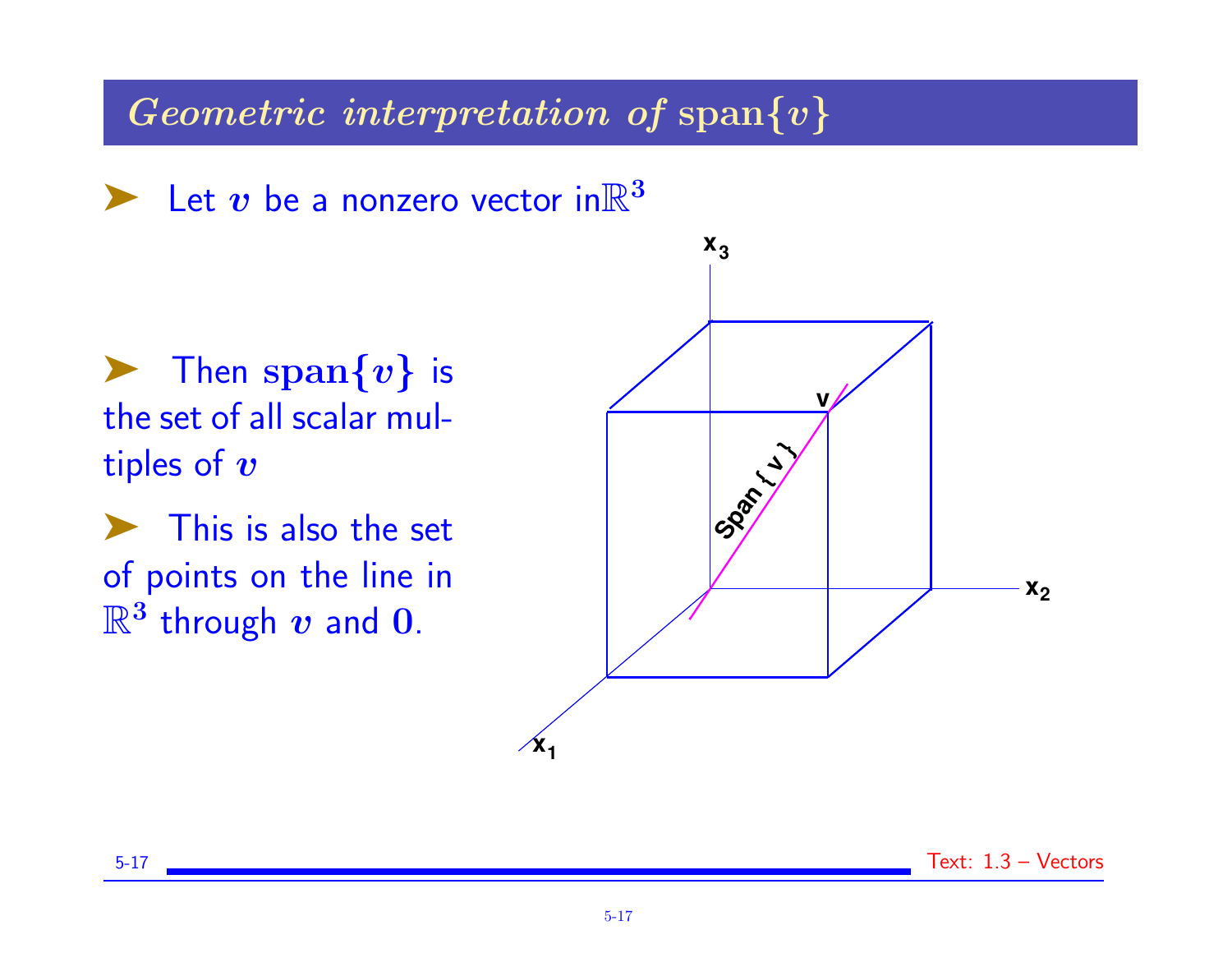## *Geometric interpretation of* span$\{v\}$

- Let $v$ be a nonzero vector in $\mathbb{R}^3$

- Then $\textbf{span}\{v\}$ is the set of all scalar multiples of $v$

- This is also the set of points on the line in $\mathbb{R}^3$ through $v$ and $\mathbf{0}$.

Text: 1.3 – Vectors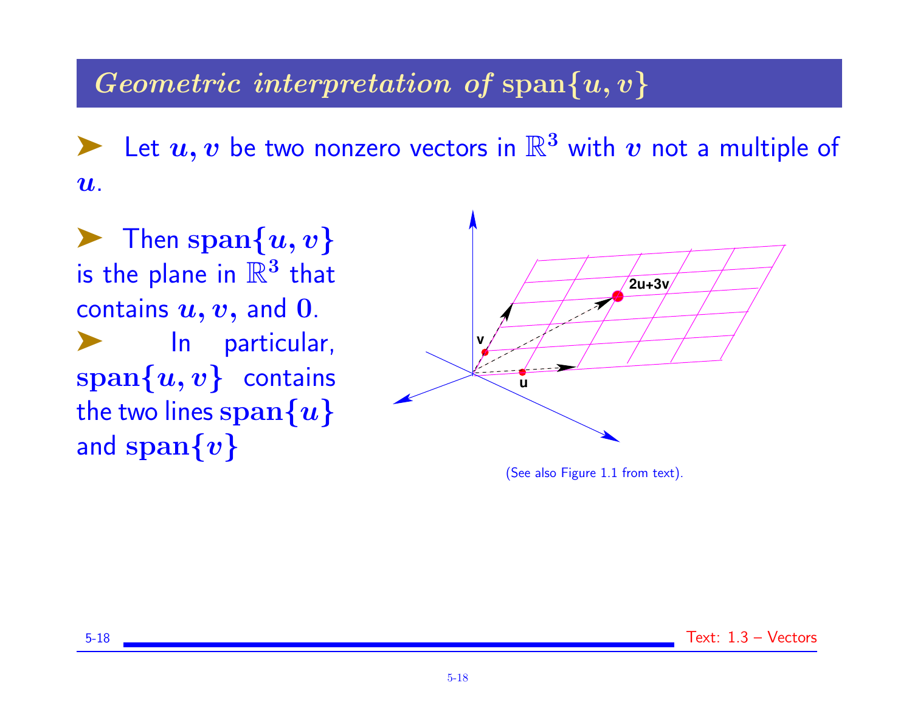## *Geometric interpretation of* $\text{span}\{u, v\}$

- Let $u, v$ be two nonzero vectors in $\mathbb{R}^3$ with $v$ not a multiple of $u$.

- Then $\textbf{span}\{u, v\}$ is the plane in $\mathbb{R}^3$ that contains $u, v$, and $\mathbf{0}$.
- In particular, $\textbf{span}\{u, v\}$ contains the two lines $\textbf{span}\{u\}$ and $\textbf{span}\{v\}$

(See also Figure 1.1 from text).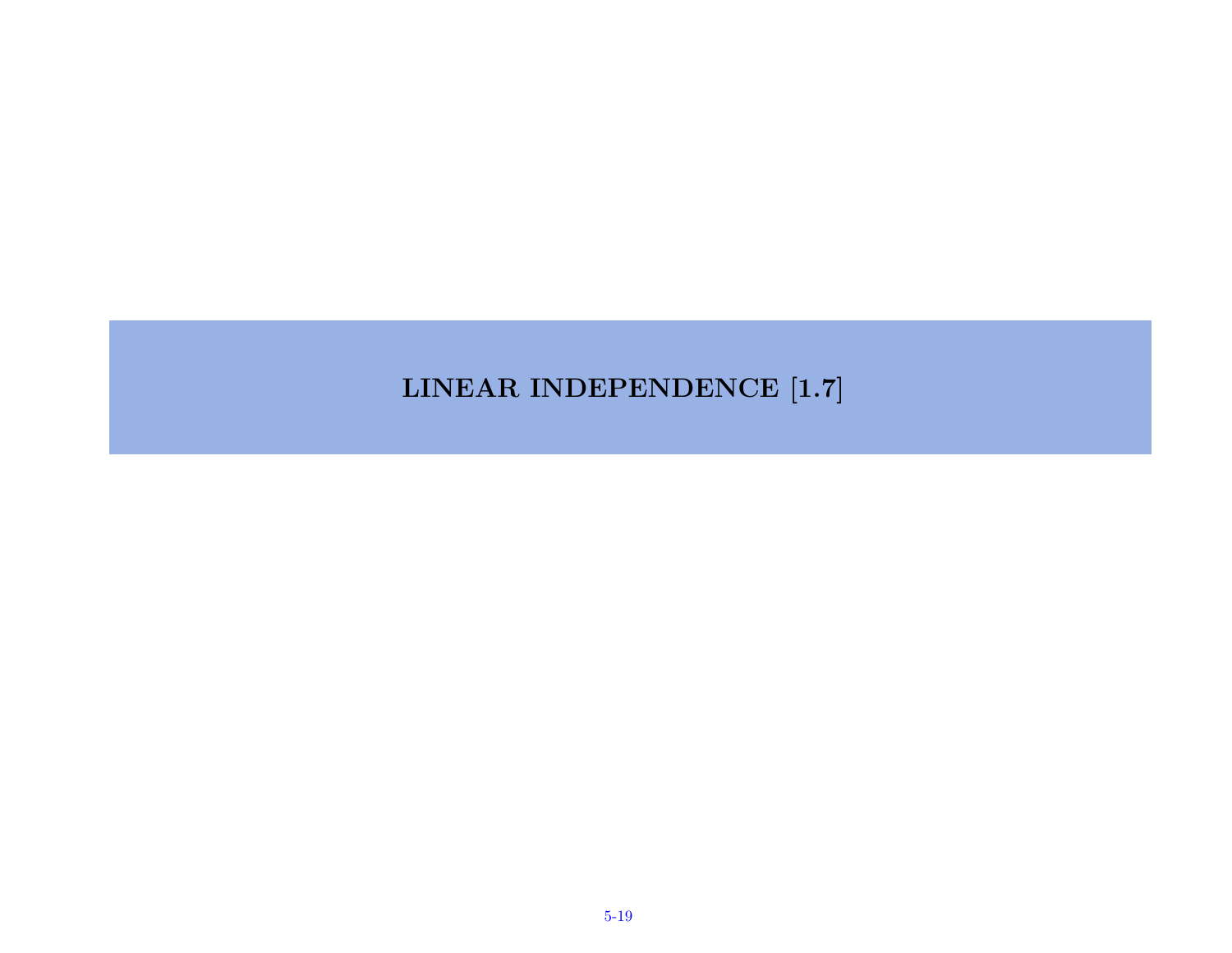# LINEAR INDEPENDENCE [1.7]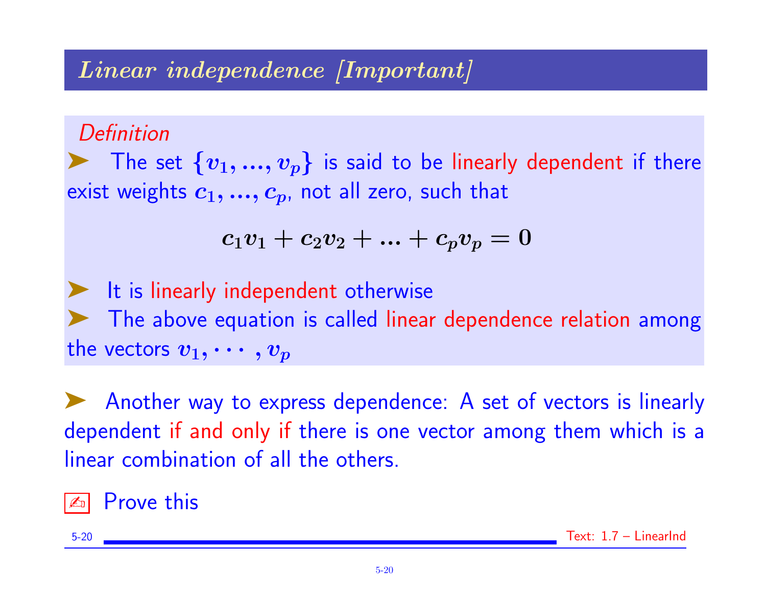## *Linear independence [Important]*

*Definition*

➤ The set $\{v_1, ..., v_p\}$ is said to be linearly dependent if there exist weights $c_1, ..., c_p$, not all zero, such that

$$c_1 v_1 + c_2 v_2 + ... + c_p v_p = 0$$

➤ It is linearly independent otherwise

➤ The above equation is called linear dependence relation among the vectors $v_1, \cdots, v_p$

➤ Another way to express dependence: A set of vectors is linearly dependent if and only if there is one vector among them which is a linear combination of all the others.

✍ Prove this

Text: 1.7 – LinearInd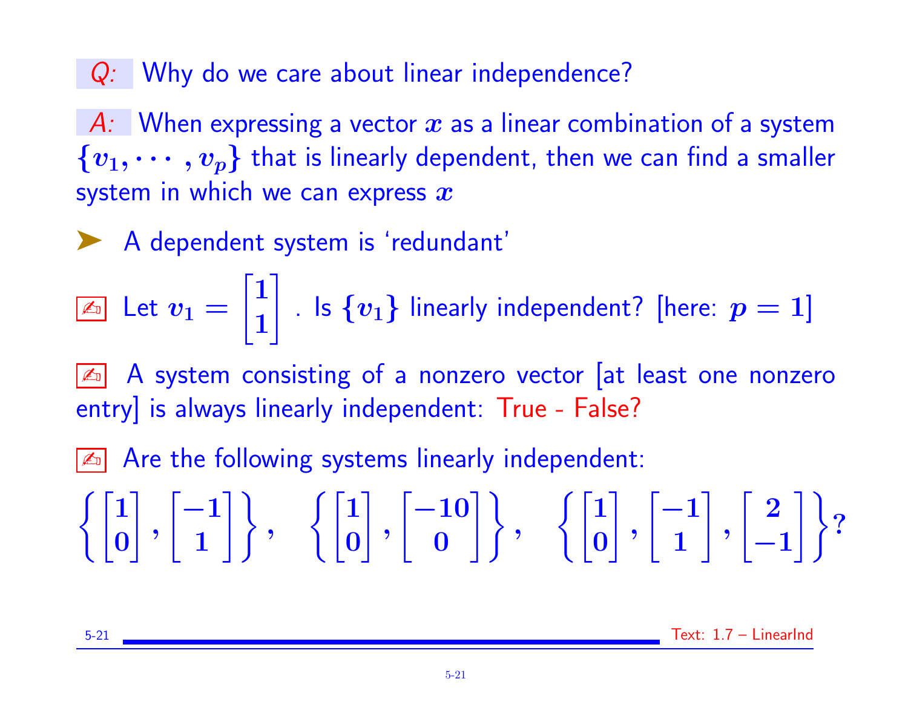*Q:* Why do we care about linear independence?

*A:* When expressing a vector $x$ as a linear combination of a system $\{v_1, \cdots, v_p\}$ that is linearly dependent, then we can find a smaller system in which we can express $x$

➤ A dependent system is 'redundant'

✍ Let $v_1 = \begin{bmatrix} 1 \\ 1 \end{bmatrix}$. Is $\{v_1\}$ linearly independent? [here: $p = 1$]

✍ A system consisting of a nonzero vector [at least one nonzero entry] is always linearly independent: True - False?

✍ Are the following systems linearly independent:

$$\left\{ \begin{bmatrix} 1 \\ 0 \end{bmatrix}, \begin{bmatrix} -1 \\ 1 \end{bmatrix} \right\}, \quad \left\{ \begin{bmatrix} 1 \\ 0 \end{bmatrix}, \begin{bmatrix} -10 \\ 0 \end{bmatrix} \right\}, \quad \left\{ \begin{bmatrix} 1 \\ 0 \end{bmatrix}, \begin{bmatrix} -1 \\ 1 \end{bmatrix}, \begin{bmatrix} 2 \\ -1 \end{bmatrix} \right\}?$$

Text: 1.7 – LinearInd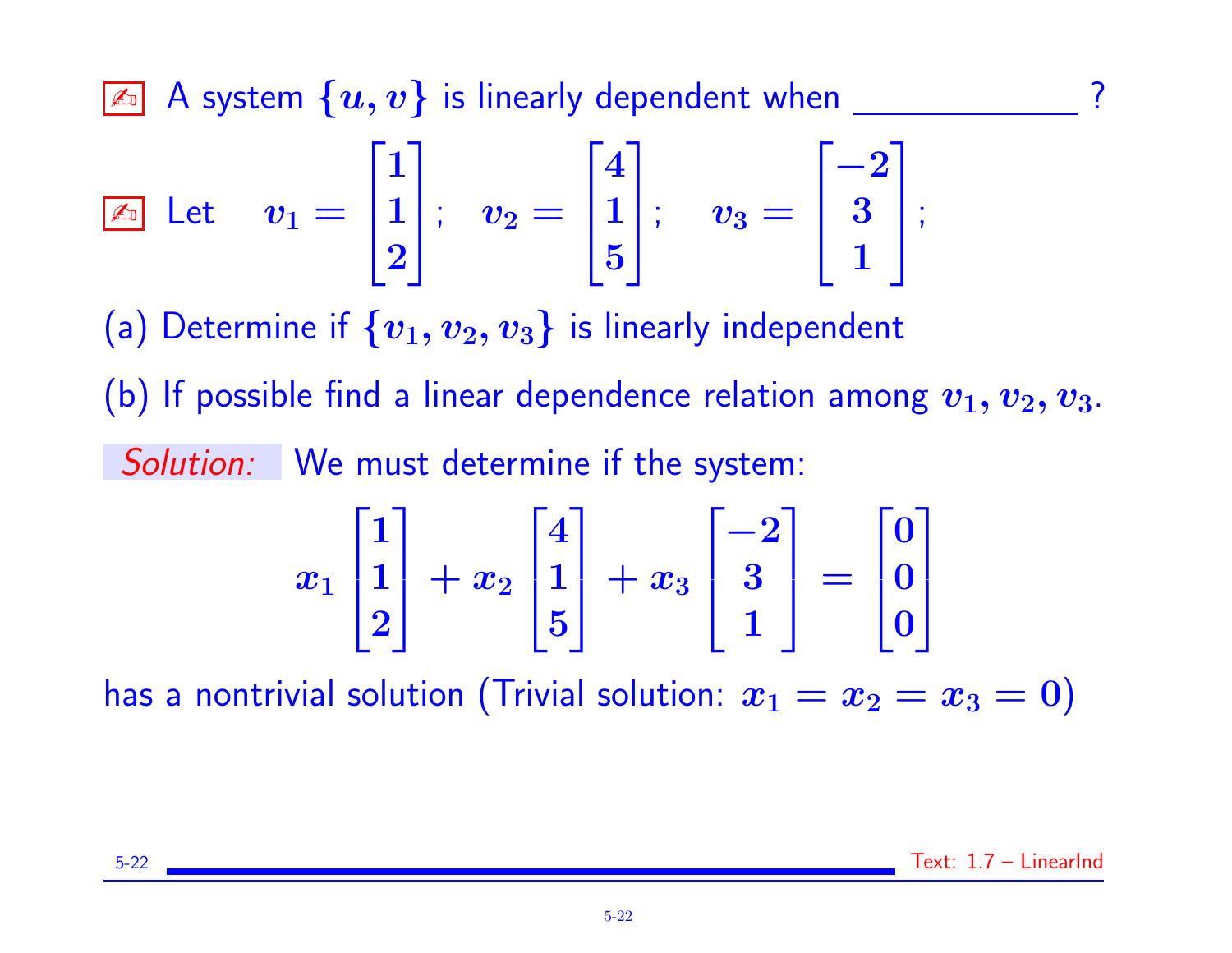✍ A system $\{u, v\}$ is linearly dependent when ____________ ?

✍ Let $v_1 = \begin{bmatrix} 1 \\ 1 \\ 2 \end{bmatrix}$; $v_2 = \begin{bmatrix} 4 \\ 1 \\ 5 \end{bmatrix}$; $v_3 = \begin{bmatrix} -2 \\ 3 \\ 1 \end{bmatrix}$;

(a) Determine if $\{v_1, v_2, v_3\}$ is linearly independent

(b) If possible find a linear dependence relation among $v_1, v_2, v_3$.

*Solution:* We must determine if the system:

$$x_1 \begin{bmatrix} 1 \\ 1 \\ 2 \end{bmatrix} + x_2 \begin{bmatrix} 4 \\ 1 \\ 5 \end{bmatrix} + x_3 \begin{bmatrix} -2 \\ 3 \\ 1 \end{bmatrix} = \begin{bmatrix} 0 \\ 0 \\ 0 \end{bmatrix}$$

has a nontrivial solution (Trivial solution: $x_1 = x_2 = x_3 = 0$)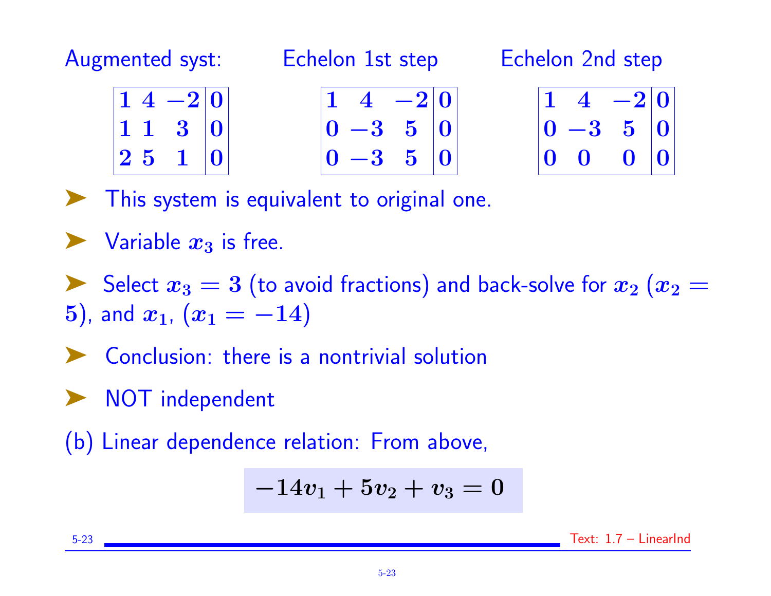Augmented syst:

$$\left[\begin{array}{ccc|c} 1 & 4 & -2 & 0 \\ 1 & 1 & 3 & 0 \\ 2 & 5 & 1 & 0 \end{array}\right]$$

Echelon 1st step

$$\left[\begin{array}{ccc|c} 1 & 4 & -2 & 0 \\ 0 & -3 & 5 & 0 \\ 0 & -3 & 5 & 0 \end{array}\right]$$

Echelon 2nd step

$$\left[\begin{array}{ccc|c} 1 & 4 & -2 & 0 \\ 0 & -3 & 5 & 0 \\ 0 & 0 & 0 & 0 \end{array}\right]$$

- This system is equivalent to original one.
- Variable $x_3$ is free.
- Select $x_3 = 3$ (to avoid fractions) and back-solve for $x_2$ ($x_2 = 5$), and $x_1$, ($x_1 = -14$)
- Conclusion: there is a nontrivial solution
- NOT independent

(b) Linear dependence relation: From above,

$$-14v_1 + 5v_2 + v_3 = 0$$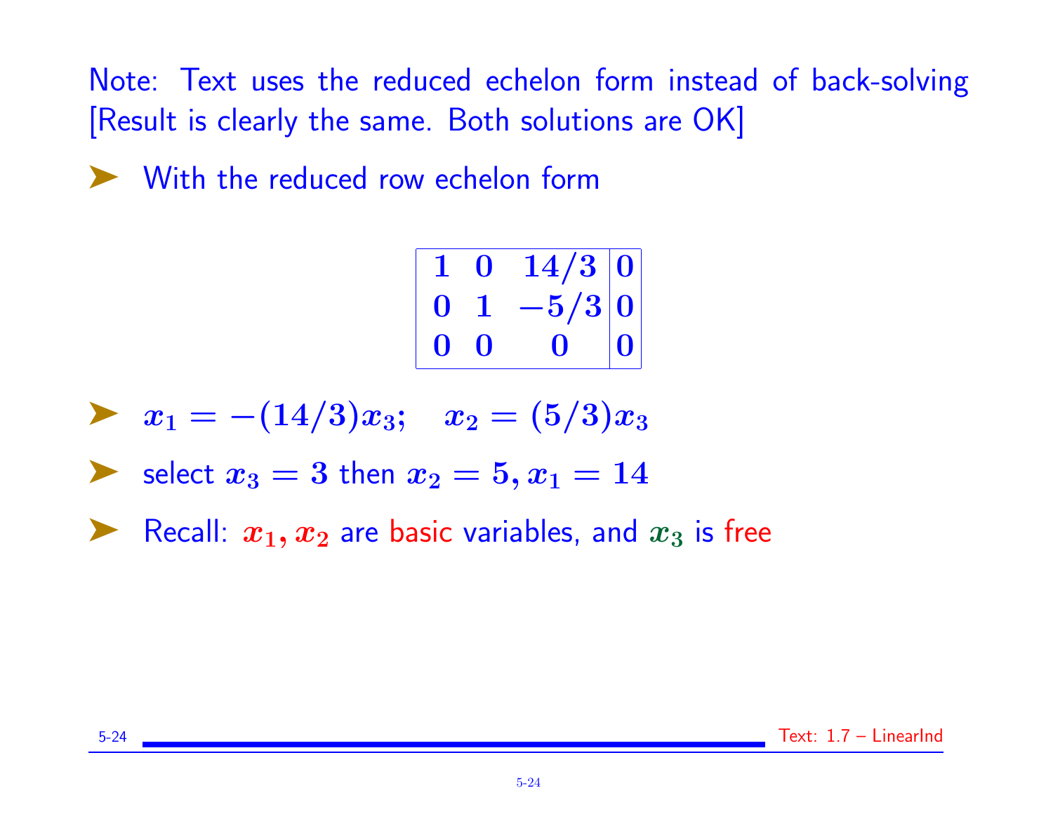Note: Text uses the reduced echelon form instead of back-solving [Result is clearly the same. Both solutions are OK]

- With the reduced row echelon form

$$\left[\begin{array}{ccc|c} 1 & 0 & 14/3 & 0 \\ 0 & 1 & -5/3 & 0 \\ 0 & 0 & 0 & 0 \end{array}\right]$$

- $x_1 = -(14/3)x_3; \quad x_2 = (5/3)x_3$
- select $x_3 = 3$ then $x_2 = 5, x_1 = 14$
- Recall: $x_1, x_2$ are basic variables, and $x_3$ is free